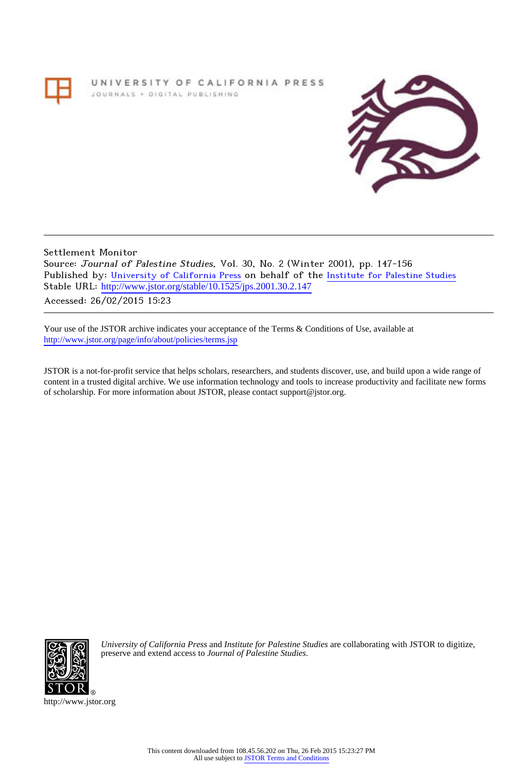UNIVERSITY OF CALIFORNIA PRESS
JOURNALS + DIGITAL PUBLISHING

Settlement Monitor
Source: *Journal of Palestine Studies*, Vol. 30, No. 2 (Winter 2001), pp. 147-156
Published by: University of California Press on behalf of the Institute for Palestine Studies
Stable URL: http://www.jstor.org/stable/10.1525/jps.2001.30.2.147
Accessed: 26/02/2015 15:23

Your use of the JSTOR archive indicates your acceptance of the Terms & Conditions of Use, available at
http://www.jstor.org/page/info/about/policies/terms.jsp

JSTOR is a not-for-profit service that helps scholars, researchers, and students discover, use, and build upon a wide range of content in a trusted digital archive. We use information technology and tools to increase productivity and facilitate new forms of scholarship. For more information about JSTOR, please contact support@jstor.org.

*University of California Press* and *Institute for Palestine Studies* are collaborating with JSTOR to digitize, preserve and extend access to *Journal of Palestine Studies.*

http://www.jstor.org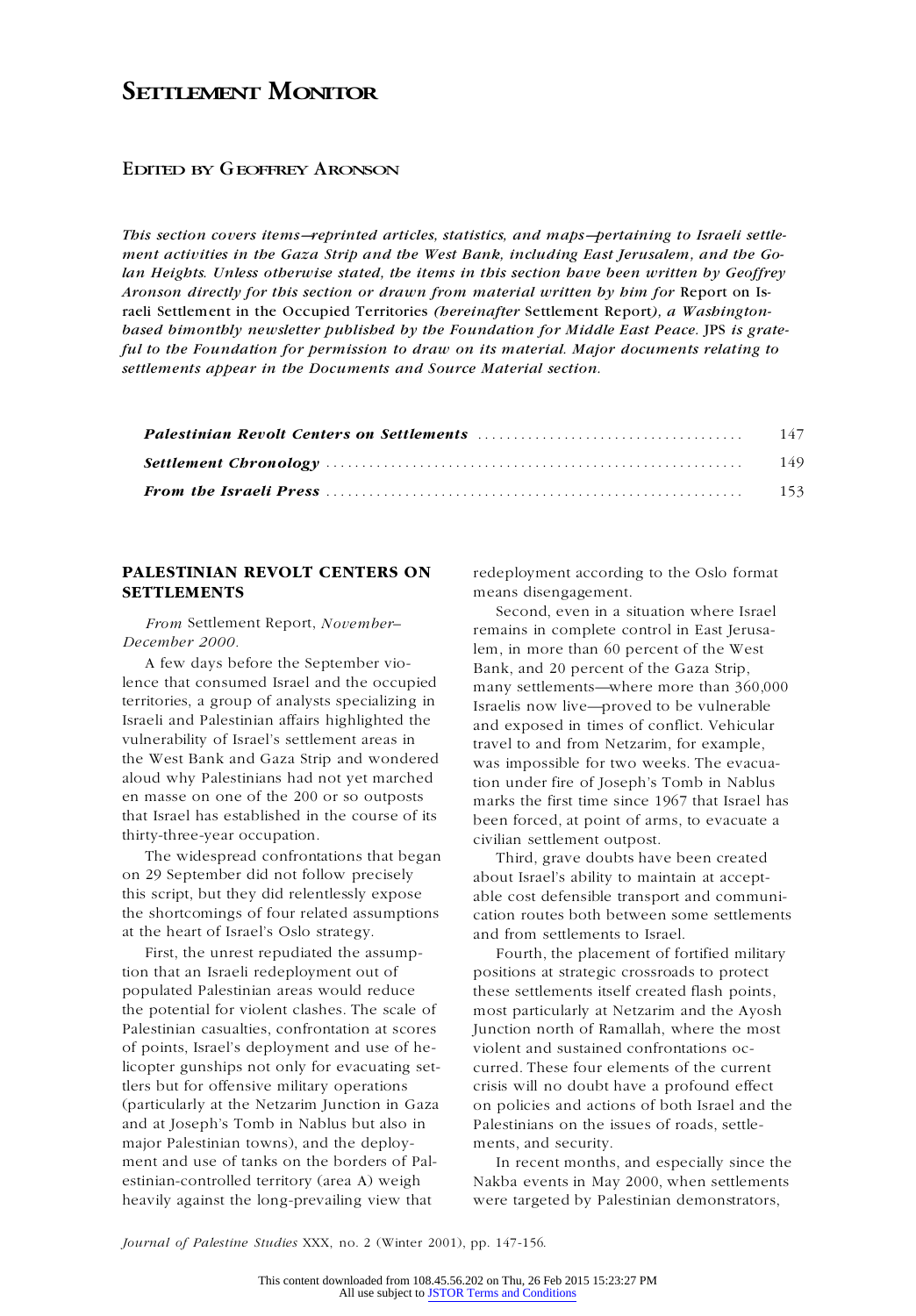# Settlement Monitor

## Edited by Geoffrey Aronson

*This section covers items—reprinted articles, statistics, and maps—pertaining to Israeli settlement activities in the Gaza Strip and the West Bank, including East Jerusalem, and the Golan Heights. Unless otherwise stated, the items in this section have been written by Geoffrey Aronson directly for this section or drawn from material written by him for* Report on Israeli Settlement in the Occupied Territories *(hereinafter* Settlement Report*), a Washington-based bimonthly newsletter published by the Foundation for Middle East Peace.* JPS *is grateful to the Foundation for permission to draw on its material. Major documents relating to settlements appear in the Documents and Source Material section.*

| | |
|---|---|
| ***Palestinian Revolt Centers on Settlements*** | 147 |
| ***Settlement Chronology*** | 149 |
| ***From the Israeli Press*** | 153 |

### PALESTINIAN REVOLT CENTERS ON SETTLEMENTS

*From* Settlement Report, *November–December 2000.*

A few days before the September violence that consumed Israel and the occupied territories, a group of analysts specializing in Israeli and Palestinian affairs highlighted the vulnerability of Israel's settlement areas in the West Bank and Gaza Strip and wondered aloud why Palestinians had not yet marched en masse on one of the 200 or so outposts that Israel has established in the course of its thirty-three-year occupation.

The widespread confrontations that began on 29 September did not follow precisely this script, but they did relentlessly expose the shortcomings of four related assumptions at the heart of Israel's Oslo strategy.

First, the unrest repudiated the assumption that an Israeli redeployment out of populated Palestinian areas would reduce the potential for violent clashes. The scale of Palestinian casualties, confrontation at scores of points, Israel's deployment and use of helicopter gunships not only for evacuating settlers but for offensive military operations (particularly at the Netzarim Junction in Gaza and at Joseph's Tomb in Nablus but also in major Palestinian towns), and the deployment and use of tanks on the borders of Palestinian-controlled territory (area A) weigh heavily against the long-prevailing view that redeployment according to the Oslo format means disengagement.

Second, even in a situation where Israel remains in complete control in East Jerusalem, in more than 60 percent of the West Bank, and 20 percent of the Gaza Strip, many settlements—where more than 360,000 Israelis now live—proved to be vulnerable and exposed in times of conflict. Vehicular travel to and from Netzarim, for example, was impossible for two weeks. The evacuation under fire of Joseph's Tomb in Nablus marks the first time since 1967 that Israel has been forced, at point of arms, to evacuate a civilian settlement outpost.

Third, grave doubts have been created about Israel's ability to maintain at acceptable cost defensible transport and communication routes both between some settlements and from settlements to Israel.

Fourth, the placement of fortified military positions at strategic crossroads to protect these settlements itself created flash points, most particularly at Netzarim and the Ayosh Junction north of Ramallah, where the most violent and sustained confrontations occurred. These four elements of the current crisis will no doubt have a profound effect on policies and actions of both Israel and the Palestinians on the issues of roads, settlements, and security.

In recent months, and especially since the Nakba events in May 2000, when settlements were targeted by Palestinian demonstrators,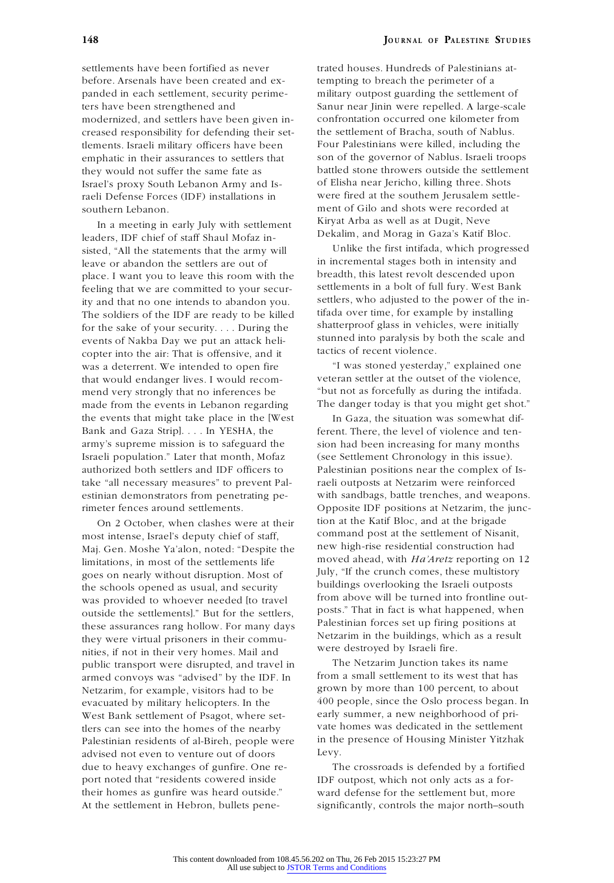settlements have been fortified as never before. Arsenals have been created and expanded in each settlement, security perimeters have been strengthened and modernized, and settlers have been given increased responsibility for defending their settlements. Israeli military officers have been emphatic in their assurances to settlers that they would not suffer the same fate as Israel's proxy South Lebanon Army and Israeli Defense Forces (IDF) installations in southern Lebanon.

In a meeting in early July with settlement leaders, IDF chief of staff Shaul Mofaz insisted, "All the statements that the army will leave or abandon the settlers are out of place. I want you to leave this room with the feeling that we are committed to your security and that no one intends to abandon you. The soldiers of the IDF are ready to be killed for the sake of your security. . . . During the events of Nakba Day we put an attack helicopter into the air: That is offensive, and it was a deterrent. We intended to open fire that would endanger lives. I would recommend very strongly that no inferences be made from the events in Lebanon regarding the events that might take place in the [West Bank and Gaza Strip]. . . . In YESHA, the army's supreme mission is to safeguard the Israeli population." Later that month, Mofaz authorized both settlers and IDF officers to take "all necessary measures" to prevent Palestinian demonstrators from penetrating perimeter fences around settlements.

On 2 October, when clashes were at their most intense, Israel's deputy chief of staff, Maj. Gen. Moshe Ya'alon, noted: "Despite the limitations, in most of the settlements life goes on nearly without disruption. Most of the schools opened as usual, and security was provided to whoever needed [to travel outside the settlements]." But for the settlers, these assurances rang hollow. For many days they were virtual prisoners in their communities, if not in their very homes. Mail and public transport were disrupted, and travel in armed convoys was "advised" by the IDF. In Netzarim, for example, visitors had to be evacuated by military helicopters. In the West Bank settlement of Psagot, where settlers can see into the homes of the nearby Palestinian residents of al-Bireh, people were advised not even to venture out of doors due to heavy exchanges of gunfire. One report noted that "residents cowered inside their homes as gunfire was heard outside." At the settlement in Hebron, bullets penetrated houses. Hundreds of Palestinians attempting to breach the perimeter of a military outpost guarding the settlement of Sanur near Jinin were repelled. A large-scale confrontation occurred one kilometer from the settlement of Bracha, south of Nablus. Four Palestinians were killed, including the son of the governor of Nablus. Israeli troops battled stone throwers outside the settlement of Elisha near Jericho, killing three. Shots were fired at the southern Jerusalem settlement of Gilo and shots were recorded at Kiryat Arba as well as at Dugit, Neve Dekalim, and Morag in Gaza's Katif Bloc.

Unlike the first intifada, which progressed in incremental stages both in intensity and breadth, this latest revolt descended upon settlements in a bolt of full fury. West Bank settlers, who adjusted to the power of the intifada over time, for example by installing shatterproof glass in vehicles, were initially stunned into paralysis by both the scale and tactics of recent violence.

"I was stoned yesterday," explained one veteran settler at the outset of the violence, "but not as forcefully as during the intifada. The danger today is that you might get shot."

In Gaza, the situation was somewhat different. There, the level of violence and tension had been increasing for many months (see Settlement Chronology in this issue). Palestinian positions near the complex of Israeli outposts at Netzarim were reinforced with sandbags, battle trenches, and weapons. Opposite IDF positions at Netzarim, the junction at the Katif Bloc, and at the brigade command post at the settlement of Nisanit, new high-rise residential construction had moved ahead, with *Ha'Aretz* reporting on 12 July, "If the crunch comes, these multistory buildings overlooking the Israeli outposts from above will be turned into frontline outposts." That in fact is what happened, when Palestinian forces set up firing positions at Netzarim in the buildings, which as a result were destroyed by Israeli fire.

The Netzarim Junction takes its name from a small settlement to its west that has grown by more than 100 percent, to about 400 people, since the Oslo process began. In early summer, a new neighborhood of private homes was dedicated in the settlement in the presence of Housing Minister Yitzhak Levy.

The crossroads is defended by a fortified IDF outpost, which not only acts as a forward defense for the settlement but, more significantly, controls the major north–south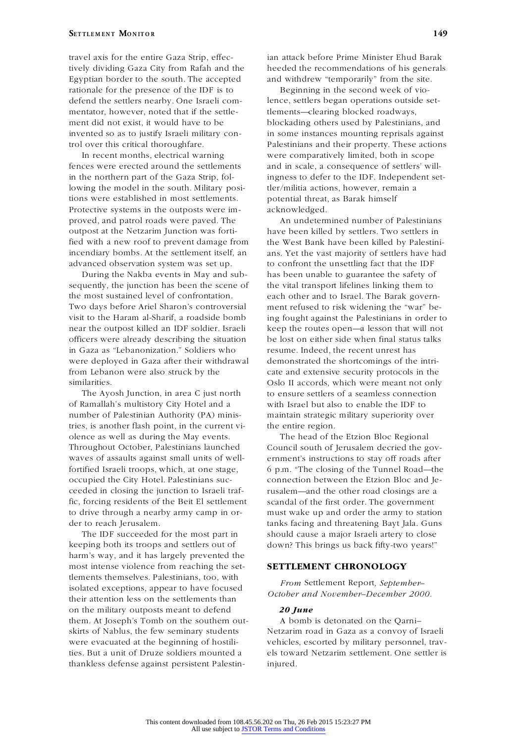travel axis for the entire Gaza Strip, effectively dividing Gaza City from Rafah and the Egyptian border to the south. The accepted rationale for the presence of the IDF is to defend the settlers nearby. One Israeli commentator, however, noted that if the settlement did not exist, it would have to be invented so as to justify Israeli military control over this critical thoroughfare.

In recent months, electrical warning fences were erected around the settlements in the northern part of the Gaza Strip, following the model in the south. Military positions were established in most settlements. Protective systems in the outposts were improved, and patrol roads were paved. The outpost at the Netzarim Junction was fortified with a new roof to prevent damage from incendiary bombs. At the settlement itself, an advanced observation system was set up.

During the Nakba events in May and subsequently, the junction has been the scene of the most sustained level of confrontation. Two days before Ariel Sharon's controversial visit to the Haram al-Sharif, a roadside bomb near the outpost killed an IDF soldier. Israeli officers were already describing the situation in Gaza as "Lebanonization." Soldiers who were deployed in Gaza after their withdrawal from Lebanon were also struck by the similarities.

The Ayosh Junction, in area C just north of Ramallah's multistory City Hotel and a number of Palestinian Authority (PA) ministries, is another flash point, in the current violence as well as during the May events. Throughout October, Palestinians launched waves of assaults against small units of well-fortified Israeli troops, which, at one stage, occupied the City Hotel. Palestinians succeeded in closing the junction to Israeli traffic, forcing residents of the Beit El settlement to drive through a nearby army camp in order to reach Jerusalem.

The IDF succeeded for the most part in keeping both its troops and settlers out of harm's way, and it has largely prevented the most intense violence from reaching the settlements themselves. Palestinians, too, with isolated exceptions, appear to have focused their attention less on the settlements than on the military outposts meant to defend them. At Joseph's Tomb on the southern outskirts of Nablus, the few seminary students were evacuated at the beginning of hostilities. But a unit of Druze soldiers mounted a thankless defense against persistent Palestinian attack before Prime Minister Ehud Barak heeded the recommendations of his generals and withdrew "temporarily" from the site.

Beginning in the second week of violence, settlers began operations outside settlements—clearing blocked roadways, blockading others used by Palestinians, and in some instances mounting reprisals against Palestinians and their property. These actions were comparatively limited, both in scope and in scale, a consequence of settlers' willingness to defer to the IDF. Independent settler/militia actions, however, remain a potential threat, as Barak himself acknowledged.

An undetermined number of Palestinians have been killed by settlers. Two settlers in the West Bank have been killed by Palestinians. Yet the vast majority of settlers have had to confront the unsettling fact that the IDF has been unable to guarantee the safety of the vital transport lifelines linking them to each other and to Israel. The Barak government refused to risk widening the "war" being fought against the Palestinians in order to keep the routes open—a lesson that will not be lost on either side when final status talks resume. Indeed, the recent unrest has demonstrated the shortcomings of the intricate and extensive security protocols in the Oslo II accords, which were meant not only to ensure settlers of a seamless connection with Israel but also to enable the IDF to maintain strategic military superiority over the entire region.

The head of the Etzion Bloc Regional Council south of Jerusalem decried the government's instructions to stay off roads after 6 p.m. "The closing of the Tunnel Road—the connection between the Etzion Bloc and Jerusalem—and the other road closings are a scandal of the first order. The government must wake up and order the army to station tanks facing and threatening Bayt Jala. Guns should cause a major Israeli artery to close down? This brings us back fifty-two years!"

## SETTLEMENT CHRONOLOGY

*From* Settlement Report*, September–October and November–December 2000.*

***20 June***

A bomb is detonated on the Qarni–Netzarim road in Gaza as a convoy of Israeli vehicles, escorted by military personnel, travels toward Netzarim settlement. One settler is injured.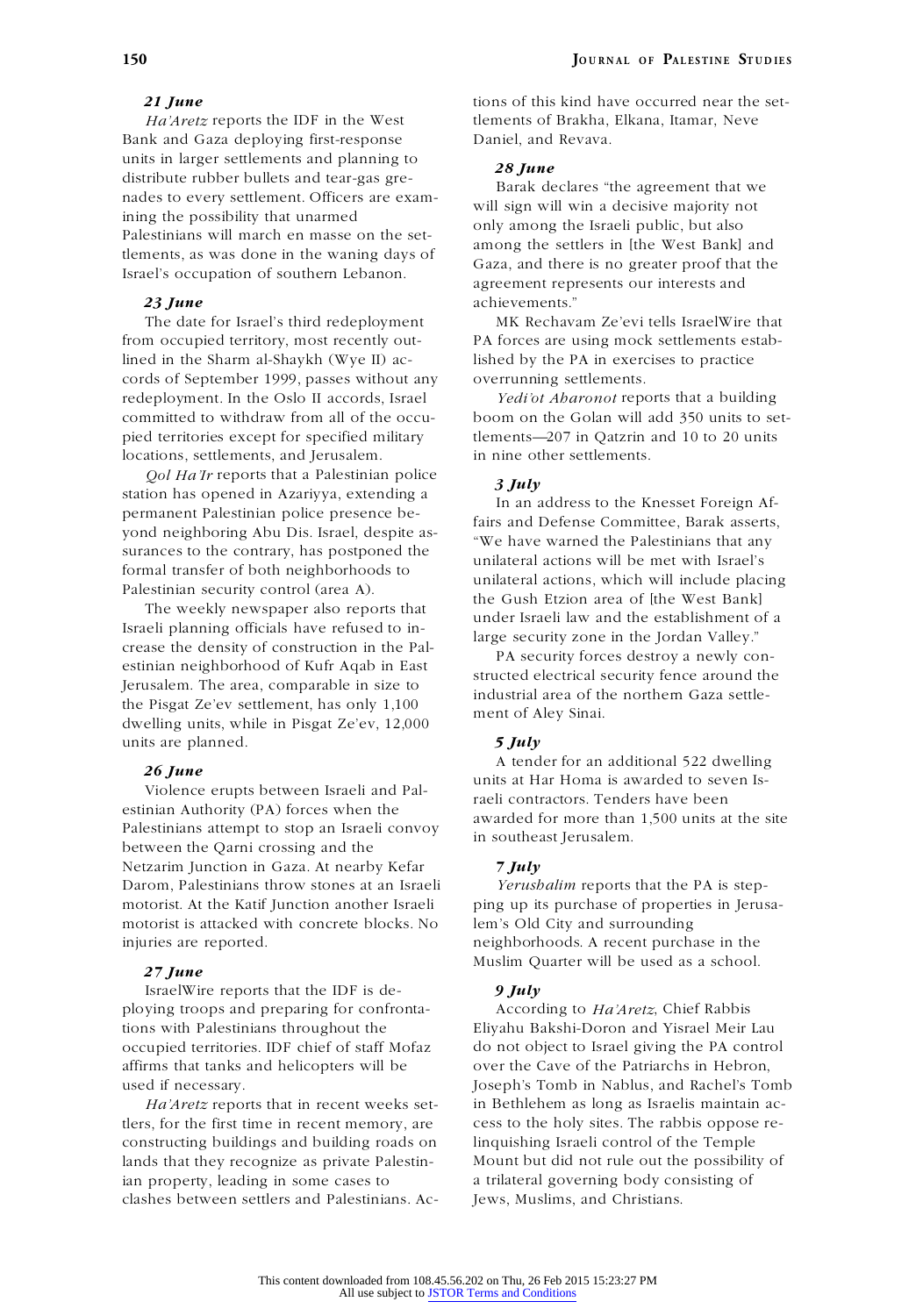### *21 June*

*Ha'Aretz* reports the IDF in the West Bank and Gaza deploying first-response units in larger settlements and planning to distribute rubber bullets and tear-gas grenades to every settlement. Officers are examining the possibility that unarmed Palestinians will march en masse on the settlements, as was done in the waning days of Israel's occupation of southern Lebanon.

### *23 June*

The date for Israel's third redeployment from occupied territory, most recently outlined in the Sharm al-Shaykh (Wye II) accords of September 1999, passes without any redeployment. In the Oslo II accords, Israel committed to withdraw from all of the occupied territories except for specified military locations, settlements, and Jerusalem.

*Qol Ha'Ir* reports that a Palestinian police station has opened in Azariyya, extending a permanent Palestinian police presence beyond neighboring Abu Dis. Israel, despite assurances to the contrary, has postponed the formal transfer of both neighborhoods to Palestinian security control (area A).

The weekly newspaper also reports that Israeli planning officials have refused to increase the density of construction in the Palestinian neighborhood of Kufr Aqab in East Jerusalem. The area, comparable in size to the Pisgat Ze'ev settlement, has only 1,100 dwelling units, while in Pisgat Ze'ev, 12,000 units are planned.

### *26 June*

Violence erupts between Israeli and Palestinian Authority (PA) forces when the Palestinians attempt to stop an Israeli convoy between the Qarni crossing and the Netzarim Junction in Gaza. At nearby Kefar Darom, Palestinians throw stones at an Israeli motorist. At the Katif Junction another Israeli motorist is attacked with concrete blocks. No injuries are reported.

### *27 June*

IsraelWire reports that the IDF is deploying troops and preparing for confrontations with Palestinians throughout the occupied territories. IDF chief of staff Mofaz affirms that tanks and helicopters will be used if necessary.

*Ha'Aretz* reports that in recent weeks settlers, for the first time in recent memory, are constructing buildings and building roads on lands that they recognize as private Palestinian property, leading in some cases to clashes between settlers and Palestinians. Actions of this kind have occurred near the settlements of Brakha, Elkana, Itamar, Neve Daniel, and Revava.

### *28 June*

Barak declares "the agreement that we will sign will win a decisive majority not only among the Israeli public, but also among the settlers in [the West Bank] and Gaza, and there is no greater proof that the agreement represents our interests and achievements."

MK Rechavam Ze'evi tells IsraelWire that PA forces are using mock settlements established by the PA in exercises to practice overrunning settlements.

*Yedi'ot Aharonot* reports that a building boom on the Golan will add 350 units to settlements—207 in Qatzrin and 10 to 20 units in nine other settlements.

### *3 July*

In an address to the Knesset Foreign Affairs and Defense Committee, Barak asserts, "We have warned the Palestinians that any unilateral actions will be met with Israel's unilateral actions, which will include placing the Gush Etzion area of [the West Bank] under Israeli law and the establishment of a large security zone in the Jordan Valley."

PA security forces destroy a newly constructed electrical security fence around the industrial area of the northern Gaza settlement of Aley Sinai.

### *5 July*

A tender for an additional 522 dwelling units at Har Homa is awarded to seven Israeli contractors. Tenders have been awarded for more than 1,500 units at the site in southeast Jerusalem.

### *7 July*

*Yerushalim* reports that the PA is stepping up its purchase of properties in Jerusalem's Old City and surrounding neighborhoods. A recent purchase in the Muslim Quarter will be used as a school.

### *9 July*

According to *Ha'Aretz*, Chief Rabbis Eliyahu Bakshi-Doron and Yisrael Meir Lau do not object to Israel giving the PA control over the Cave of the Patriarchs in Hebron, Joseph's Tomb in Nablus, and Rachel's Tomb in Bethlehem as long as Israelis maintain access to the holy sites. The rabbis oppose relinquishing Israeli control of the Temple Mount but did not rule out the possibility of a trilateral governing body consisting of Jews, Muslims, and Christians.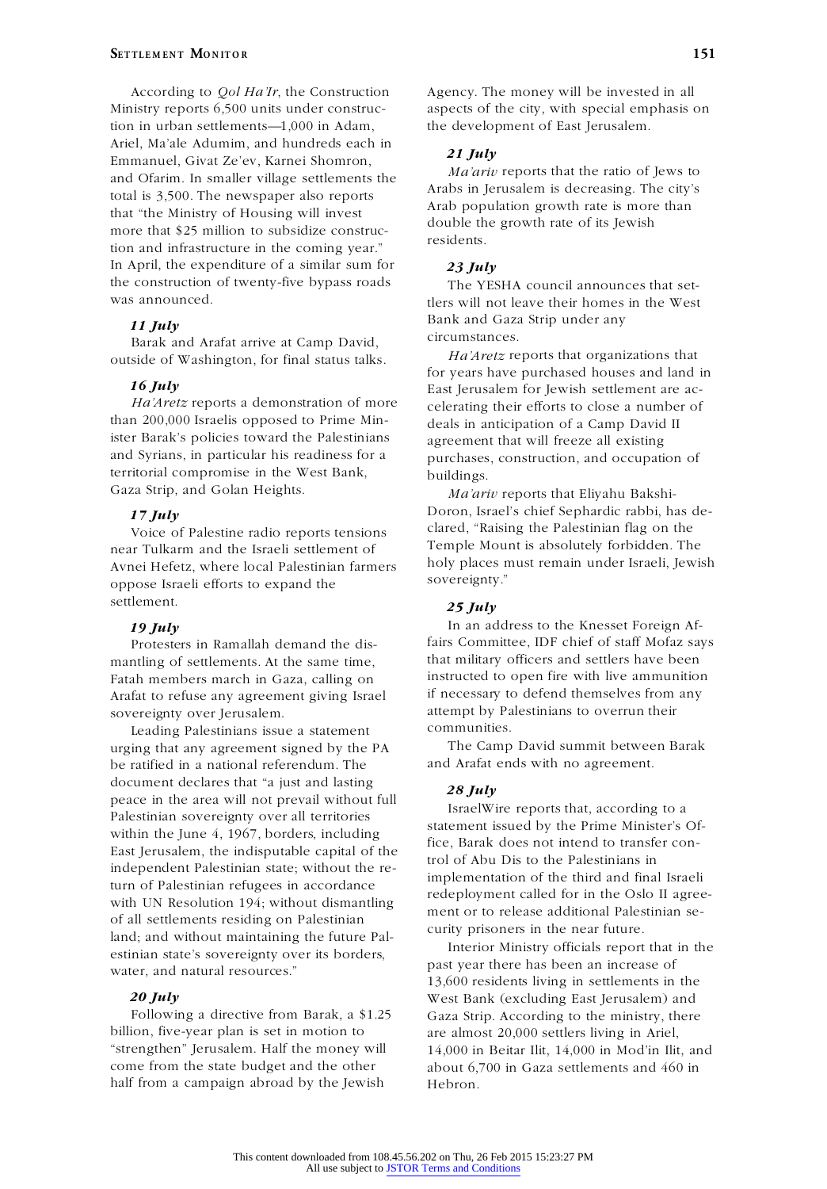According to *Qol Ha'Ir*, the Construction Ministry reports 6,500 units under construction in urban settlements—1,000 in Adam, Ariel, Ma'ale Adumim, and hundreds each in Emmanuel, Givat Ze'ev, Karnei Shomron, and Ofarim. In smaller village settlements the total is 3,500. The newspaper also reports that "the Ministry of Housing will invest more that $25 million to subsidize construction and infrastructure in the coming year." In April, the expenditure of a similar sum for the construction of twenty-five bypass roads was announced.

***11 July***

Barak and Arafat arrive at Camp David, outside of Washington, for final status talks.

***16 July***

*Ha'Aretz* reports a demonstration of more than 200,000 Israelis opposed to Prime Minister Barak's policies toward the Palestinians and Syrians, in particular his readiness for a territorial compromise in the West Bank, Gaza Strip, and Golan Heights.

***17 July***

Voice of Palestine radio reports tensions near Tulkarm and the Israeli settlement of Avnei Hefetz, where local Palestinian farmers oppose Israeli efforts to expand the settlement.

***19 July***

Protesters in Ramallah demand the dismantling of settlements. At the same time, Fatah members march in Gaza, calling on Arafat to refuse any agreement giving Israel sovereignty over Jerusalem.

Leading Palestinians issue a statement urging that any agreement signed by the PA be ratified in a national referendum. The document declares that "a just and lasting peace in the area will not prevail without full Palestinian sovereignty over all territories within the June 4, 1967, borders, including East Jerusalem, the indisputable capital of the independent Palestinian state; without the return of Palestinian refugees in accordance with UN Resolution 194; without dismantling of all settlements residing on Palestinian land; and without maintaining the future Palestinian state's sovereignty over its borders, water, and natural resources."

***20 July***

Following a directive from Barak, a $1.25 billion, five-year plan is set in motion to "strengthen" Jerusalem. Half the money will come from the state budget and the other half from a campaign abroad by the Jewish Agency. The money will be invested in all aspects of the city, with special emphasis on the development of East Jerusalem.

***21 July***

*Ma'ariv* reports that the ratio of Jews to Arabs in Jerusalem is decreasing. The city's Arab population growth rate is more than double the growth rate of its Jewish residents.

***23 July***

The YESHA council announces that settlers will not leave their homes in the West Bank and Gaza Strip under any circumstances.

*Ha'Aretz* reports that organizations that for years have purchased houses and land in East Jerusalem for Jewish settlement are accelerating their efforts to close a number of deals in anticipation of a Camp David II agreement that will freeze all existing purchases, construction, and occupation of buildings.

*Ma'ariv* reports that Eliyahu Bakshi-Doron, Israel's chief Sephardic rabbi, has declared, "Raising the Palestinian flag on the Temple Mount is absolutely forbidden. The holy places must remain under Israeli, Jewish sovereignty."

***25 July***

In an address to the Knesset Foreign Affairs Committee, IDF chief of staff Mofaz says that military officers and settlers have been instructed to open fire with live ammunition if necessary to defend themselves from any attempt by Palestinians to overrun their communities.

The Camp David summit between Barak and Arafat ends with no agreement.

***28 July***

IsraelWire reports that, according to a statement issued by the Prime Minister's Office, Barak does not intend to transfer control of Abu Dis to the Palestinians in implementation of the third and final Israeli redeployment called for in the Oslo II agreement or to release additional Palestinian security prisoners in the near future.

Interior Ministry officials report that in the past year there has been an increase of 13,600 residents living in settlements in the West Bank (excluding East Jerusalem) and Gaza Strip. According to the ministry, there are almost 20,000 settlers living in Ariel, 14,000 in Beitar Ilit, 14,000 in Mod'in Ilit, and about 6,700 in Gaza settlements and 460 in Hebron.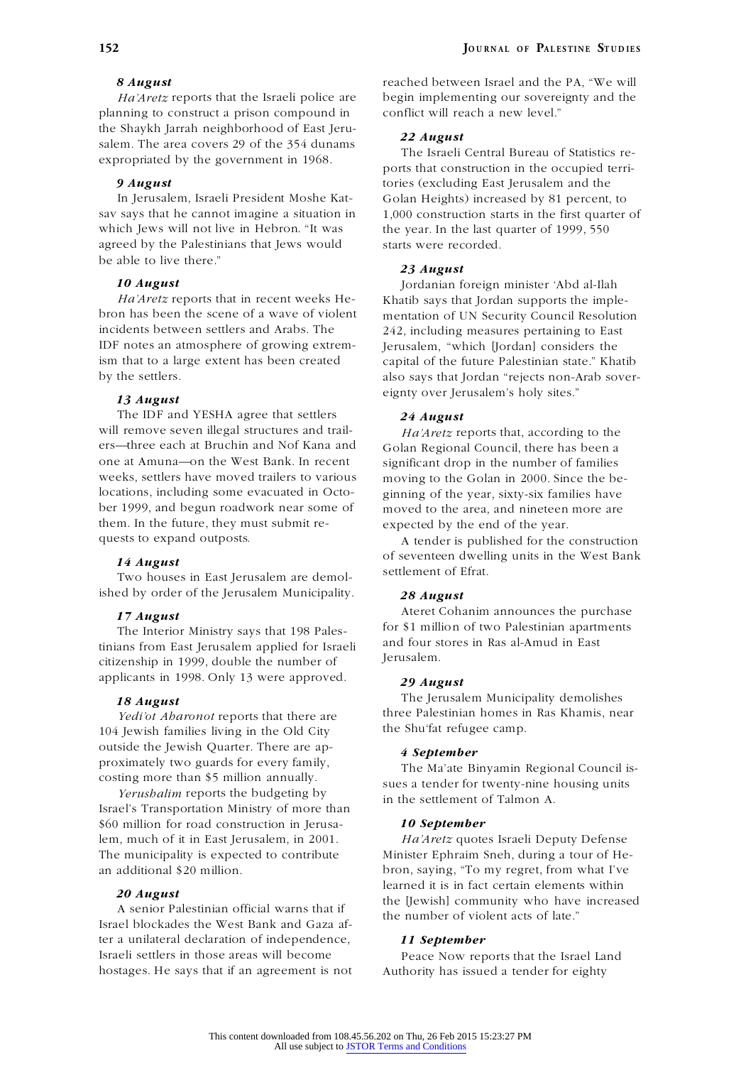***8 August***

*Ha'Aretz* reports that the Israeli police are planning to construct a prison compound in the Shaykh Jarrah neighborhood of East Jerusalem. The area covers 29 of the 354 dunams expropriated by the government in 1968.

***9 August***

In Jerusalem, Israeli President Moshe Katsav says that he cannot imagine a situation in which Jews will not live in Hebron. "It was agreed by the Palestinians that Jews would be able to live there."

***10 August***

*Ha'Aretz* reports that in recent weeks Hebron has been the scene of a wave of violent incidents between settlers and Arabs. The IDF notes an atmosphere of growing extremism that to a large extent has been created by the settlers.

***13 August***

The IDF and YESHA agree that settlers will remove seven illegal structures and trailers—three each at Bruchin and Nof Kana and one at Amuna—on the West Bank. In recent weeks, settlers have moved trailers to various locations, including some evacuated in October 1999, and begun roadwork near some of them. In the future, they must submit requests to expand outposts.

***14 August***

Two houses in East Jerusalem are demolished by order of the Jerusalem Municipality.

***17 August***

The Interior Ministry says that 198 Palestinians from East Jerusalem applied for Israeli citizenship in 1999, double the number of applicants in 1998. Only 13 were approved.

***18 August***

*Yedi'ot Aharonot* reports that there are 104 Jewish families living in the Old City outside the Jewish Quarter. There are approximately two guards for every family, costing more than $5 million annually.

*Yerushalim* reports the budgeting by Israel's Transportation Ministry of more than $60 million for road construction in Jerusalem, much of it in East Jerusalem, in 2001. The municipality is expected to contribute an additional $20 million.

***20 August***

A senior Palestinian official warns that if Israel blockades the West Bank and Gaza after a unilateral declaration of independence, Israeli settlers in those areas will become hostages. He says that if an agreement is not reached between Israel and the PA, "We will begin implementing our sovereignty and the conflict will reach a new level."

***22 August***

The Israeli Central Bureau of Statistics reports that construction in the occupied territories (excluding East Jerusalem and the Golan Heights) increased by 81 percent, to 1,000 construction starts in the first quarter of the year. In the last quarter of 1999, 550 starts were recorded.

***23 August***

Jordanian foreign minister 'Abd al-Ilah Khatib says that Jordan supports the implementation of UN Security Council Resolution 242, including measures pertaining to East Jerusalem, "which [Jordan] considers the capital of the future Palestinian state." Khatib also says that Jordan "rejects non-Arab sovereignty over Jerusalem's holy sites."

***24 August***

*Ha'Aretz* reports that, according to the Golan Regional Council, there has been a significant drop in the number of families moving to the Golan in 2000. Since the beginning of the year, sixty-six families have moved to the area, and nineteen more are expected by the end of the year.

A tender is published for the construction of seventeen dwelling units in the West Bank settlement of Efrat.

***28 August***

Ateret Cohanim announces the purchase for $1 million of two Palestinian apartments and four stores in Ras al-Amud in East Jerusalem.

***29 August***

The Jerusalem Municipality demolishes three Palestinian homes in Ras Khamis, near the Shu'fat refugee camp.

***4 September***

The Ma'ate Binyamin Regional Council issues a tender for twenty-nine housing units in the settlement of Talmon A.

***10 September***

*Ha'Aretz* quotes Israeli Deputy Defense Minister Ephraim Sneh, during a tour of Hebron, saying, "To my regret, from what I've learned it is in fact certain elements within the [Jewish] community who have increased the number of violent acts of late."

***11 September***

Peace Now reports that the Israel Land Authority has issued a tender for eighty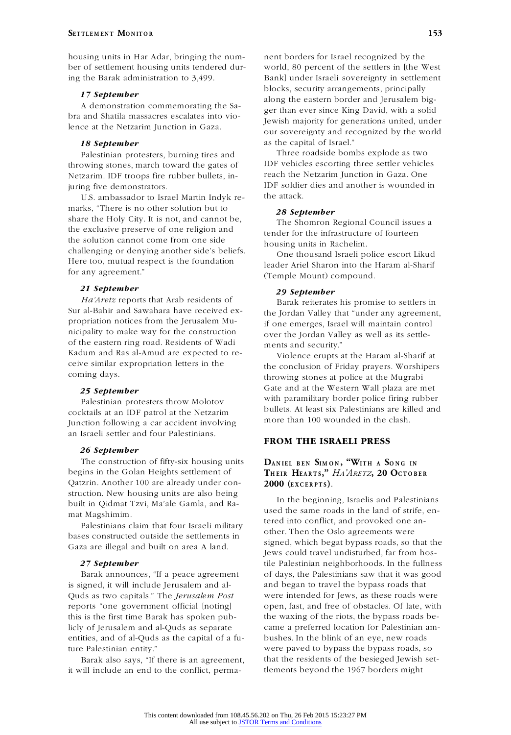housing units in Har Adar, bringing the number of settlement housing units tendered during the Barak administration to 3,499.

***17 September***

A demonstration commemorating the Sabra and Shatila massacres escalates into violence at the Netzarim Junction in Gaza.

***18 September***

Palestinian protesters, burning tires and throwing stones, march toward the gates of Netzarim. IDF troops fire rubber bullets, injuring five demonstrators.

U.S. ambassador to Israel Martin Indyk remarks, "There is no other solution but to share the Holy City. It is not, and cannot be, the exclusive preserve of one religion and the solution cannot come from one side challenging or denying another side's beliefs. Here too, mutual respect is the foundation for any agreement."

***21 September***

*Ha'Aretz* reports that Arab residents of Sur al-Bahir and Sawahara have received expropriation notices from the Jerusalem Municipality to make way for the construction of the eastern ring road. Residents of Wadi Kadum and Ras al-Amud are expected to receive similar expropriation letters in the coming days.

***25 September***

Palestinian protesters throw Molotov cocktails at an IDF patrol at the Netzarim Junction following a car accident involving an Israeli settler and four Palestinians.

***26 September***

The construction of fifty-six housing units begins in the Golan Heights settlement of Qatzrin. Another 100 are already under construction. New housing units are also being built in Qidmat Tzvi, Ma'ale Gamla, and Ramat Magshimim.

Palestinians claim that four Israeli military bases constructed outside the settlements in Gaza are illegal and built on area A land.

***27 September***

Barak announces, "If a peace agreement is signed, it will include Jerusalem and al-Quds as two capitals." The *Jerusalem Post* reports "one government official [noting] this is the first time Barak has spoken publicly of Jerusalem and al-Quds as separate entities, and of al-Quds as the capital of a future Palestinian entity."

Barak also says, "If there is an agreement, it will include an end to the conflict, permanent borders for Israel recognized by the world, 80 percent of the settlers in [the West Bank] under Israeli sovereignty in settlement blocks, security arrangements, principally along the eastern border and Jerusalem bigger than ever since King David, with a solid Jewish majority for generations united, under our sovereignty and recognized by the world as the capital of Israel."

Three roadside bombs explode as two IDF vehicles escorting three settler vehicles reach the Netzarim Junction in Gaza. One IDF soldier dies and another is wounded in the attack.

***28 September***

The Shomron Regional Council issues a tender for the infrastructure of fourteen housing units in Rachelim.

One thousand Israeli police escort Likud leader Ariel Sharon into the Haram al-Sharif (Temple Mount) compound.

***29 September***

Barak reiterates his promise to settlers in the Jordan Valley that "under any agreement, if one emerges, Israel will maintain control over the Jordan Valley as well as its settlements and security."

Violence erupts at the Haram al-Sharif at the conclusion of Friday prayers. Worshipers throwing stones at police at the Mugrabi Gate and at the Western Wall plaza are met with paramilitary border police firing rubber bullets. At least six Palestinians are killed and more than 100 wounded in the clash.

## FROM THE ISRAELI PRESS

### Daniel Ben Simon, "With a Song in Their Hearts," *Ha'Aretz*, 20 October 2000 (excerpts).

In the beginning, Israelis and Palestinians used the same roads in the land of strife, entered into conflict, and provoked one another. Then the Oslo agreements were signed, which begat bypass roads, so that the Jews could travel undisturbed, far from hostile Palestinian neighborhoods. In the fullness of days, the Palestinians saw that it was good and began to travel the bypass roads that were intended for Jews, as these roads were open, fast, and free of obstacles. Of late, with the waxing of the riots, the bypass roads became a preferred location for Palestinian ambushes. In the blink of an eye, new roads were paved to bypass the bypass roads, so that the residents of the besieged Jewish settlements beyond the 1967 borders might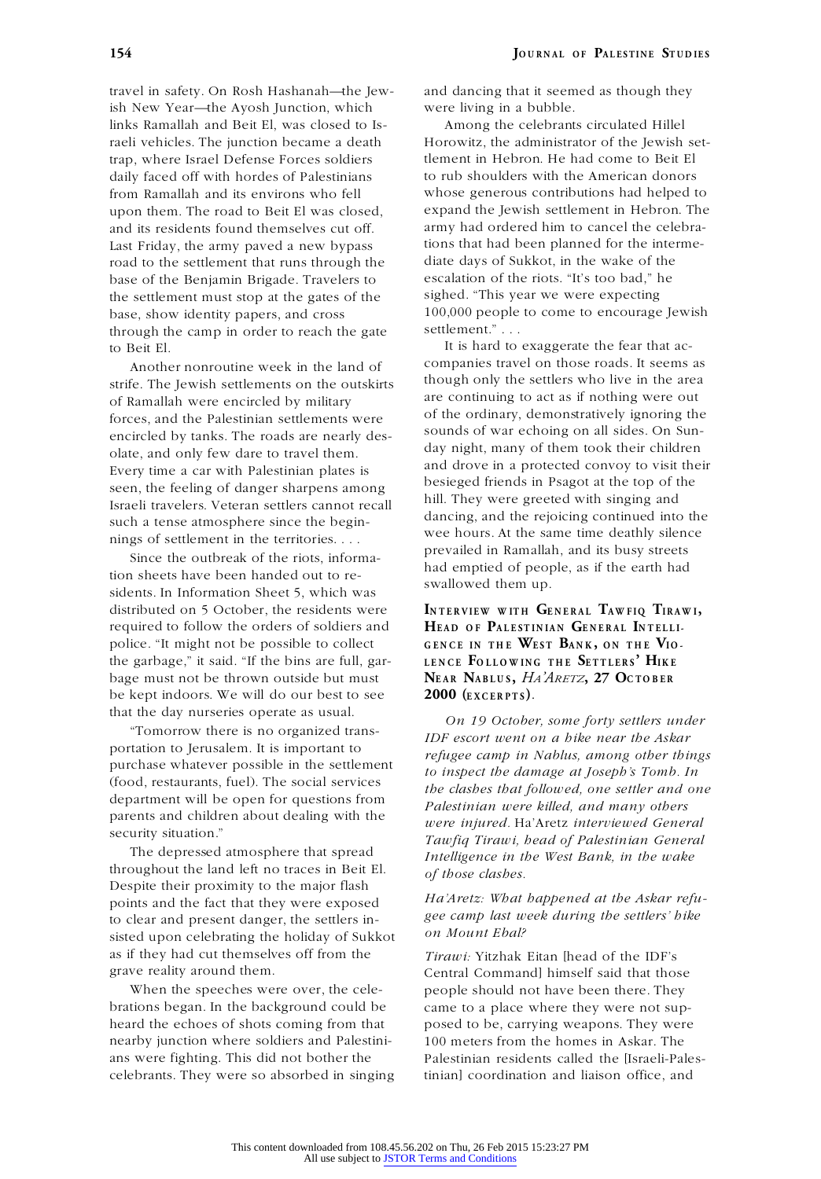travel in safety. On Rosh Hashanah—the Jewish New Year—the Ayosh Junction, which links Ramallah and Beit El, was closed to Israeli vehicles. The junction became a death trap, where Israel Defense Forces soldiers daily faced off with hordes of Palestinians from Ramallah and its environs who fell upon them. The road to Beit El was closed, and its residents found themselves cut off. Last Friday, the army paved a new bypass road to the settlement that runs through the base of the Benjamin Brigade. Travelers to the settlement must stop at the gates of the base, show identity papers, and cross through the camp in order to reach the gate to Beit El.

Another nonroutine week in the land of strife. The Jewish settlements on the outskirts of Ramallah were encircled by military forces, and the Palestinian settlements were encircled by tanks. The roads are nearly desolate, and only few dare to travel them. Every time a car with Palestinian plates is seen, the feeling of danger sharpens among Israeli travelers. Veteran settlers cannot recall such a tense atmosphere since the beginnings of settlement in the territories. . . .

Since the outbreak of the riots, information sheets have been handed out to residents. In Information Sheet 5, which was distributed on 5 October, the residents were required to follow the orders of soldiers and police. "It might not be possible to collect the garbage," it said. "If the bins are full, garbage must not be thrown outside but must be kept indoors. We will do our best to see that the day nurseries operate as usual.

"Tomorrow there is no organized transportation to Jerusalem. It is important to purchase whatever possible in the settlement (food, restaurants, fuel). The social services department will be open for questions from parents and children about dealing with the security situation."

The depressed atmosphere that spread throughout the land left no traces in Beit El. Despite their proximity to the major flash points and the fact that they were exposed to clear and present danger, the settlers insisted upon celebrating the holiday of Sukkot as if they had cut themselves off from the grave reality around them.

When the speeches were over, the celebrations began. In the background could be heard the echoes of shots coming from that nearby junction where soldiers and Palestinians were fighting. This did not bother the celebrants. They were so absorbed in singing and dancing that it seemed as though they were living in a bubble.

Among the celebrants circulated Hillel Horowitz, the administrator of the Jewish settlement in Hebron. He had come to Beit El to rub shoulders with the American donors whose generous contributions had helped to expand the Jewish settlement in Hebron. The army had ordered him to cancel the celebrations that had been planned for the intermediate days of Sukkot, in the wake of the escalation of the riots. "It's too bad," he sighed. "This year we were expecting 100,000 people to come to encourage Jewish settlement." . . .

It is hard to exaggerate the fear that accompanies travel on those roads. It seems as though only the settlers who live in the area are continuing to act as if nothing were out of the ordinary, demonstratively ignoring the sounds of war echoing on all sides. On Sunday night, many of them took their children and drove in a protected convoy to visit their besieged friends in Psagot at the top of the hill. They were greeted with singing and dancing, and the rejoicing continued into the wee hours. At the same time deathly silence prevailed in Ramallah, and its busy streets had emptied of people, as if the earth had swallowed them up.

## Interview with General Tawfiq Tirawi, Head of Palestinian General Intelligence in the West Bank, on the Violence Following the Settlers' Hike near Nablus, *Ha'Aretz*, 27 October 2000 (excerpts).

*On 19 October, some forty settlers under IDF escort went on a hike near the Askar refugee camp in Nablus, among other things to inspect the damage at Joseph's Tomb. In the clashes that followed, one settler and one Palestinian were killed, and many others were injured.* Ha'Aretz *interviewed General Tawfiq Tirawi, head of Palestinian General Intelligence in the West Bank, in the wake of those clashes.*

*Ha'Aretz: What happened at the Askar refugee camp last week during the settlers' hike on Mount Ebal?*

*Tirawi:* Yitzhak Eitan [head of the IDF's Central Command] himself said that those people should not have been there. They came to a place where they were not supposed to be, carrying weapons. They were 100 meters from the homes in Askar. The Palestinian residents called the [Israeli-Palestinian] coordination and liaison office, and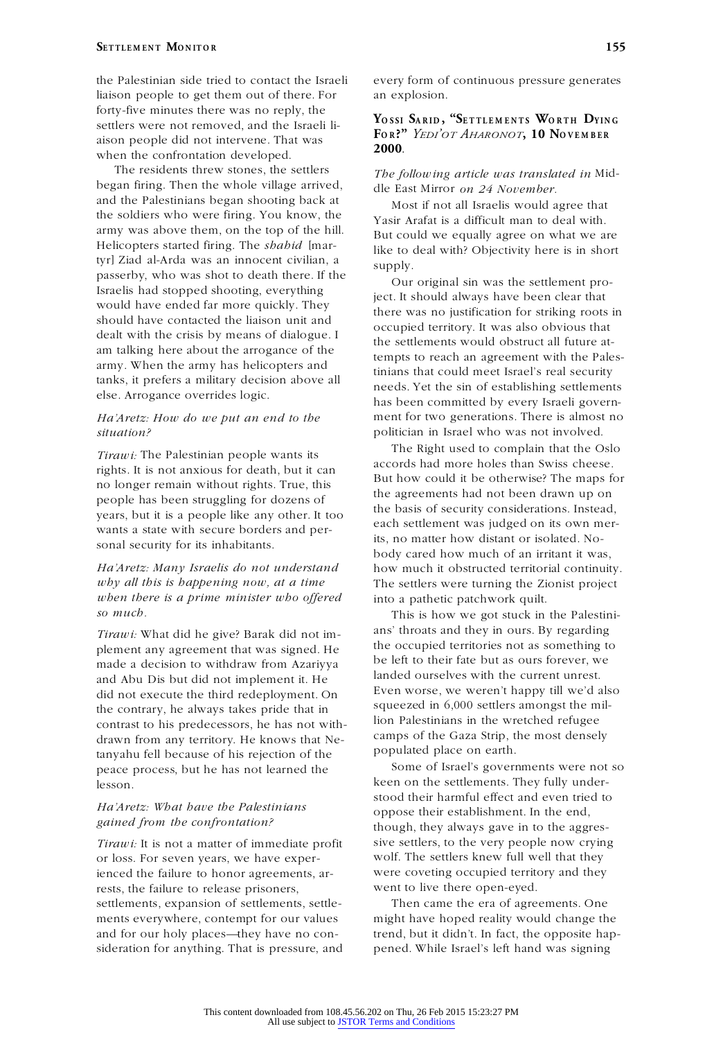the Palestinian side tried to contact the Israeli liaison people to get them out of there. For forty-five minutes there was no reply, the settlers were not removed, and the Israeli liaison people did not intervene. That was when the confrontation developed.

The residents threw stones, the settlers began firing. Then the whole village arrived, and the Palestinians began shooting back at the soldiers who were firing. You know, the army was above them, on the top of the hill. Helicopters started firing. The *shahid* [martyr] Ziad al-Arda was an innocent civilian, a passerby, who was shot to death there. If the Israelis had stopped shooting, everything would have ended far more quickly. They should have contacted the liaison unit and dealt with the crisis by means of dialogue. I am talking here about the arrogance of the army. When the army has helicopters and tanks, it prefers a military decision above all else. Arrogance overrides logic.

*Ha'Aretz: How do we put an end to the situation?*

*Tirawi:* The Palestinian people wants its rights. It is not anxious for death, but it can no longer remain without rights. True, this people has been struggling for dozens of years, but it is a people like any other. It too wants a state with secure borders and personal security for its inhabitants.

*Ha'Aretz: Many Israelis do not understand why all this is happening now, at a time when there is a prime minister who offered so much.*

*Tirawi:* What did he give? Barak did not implement any agreement that was signed. He made a decision to withdraw from Azariyya and Abu Dis but did not implement it. He did not execute the third redeployment. On the contrary, he always takes pride that in contrast to his predecessors, he has not withdrawn from any territory. He knows that Netanyahu fell because of his rejection of the peace process, but he has not learned the lesson.

*Ha'Aretz: What have the Palestinians gained from the confrontation?*

*Tirawi:* It is not a matter of immediate profit or loss. For seven years, we have experienced the failure to honor agreements, arrests, the failure to release prisoners, settlements, expansion of settlements, settlements everywhere, contempt for our values and for our holy places—they have no consideration for anything. That is pressure, and every form of continuous pressure generates an explosion.

### Yossi Sarid, "Settlements Worth Dying For?" *Yedi'ot Aharonot*, 10 November 2000.

*The following article was translated in* Middle East Mirror *on 24 November.*

Most if not all Israelis would agree that Yasir Arafat is a difficult man to deal with. But could we equally agree on what we are like to deal with? Objectivity here is in short supply.

Our original sin was the settlement project. It should always have been clear that there was no justification for striking roots in occupied territory. It was also obvious that the settlements would obstruct all future attempts to reach an agreement with the Palestinians that could meet Israel's real security needs. Yet the sin of establishing settlements has been committed by every Israeli government for two generations. There is almost no politician in Israel who was not involved.

The Right used to complain that the Oslo accords had more holes than Swiss cheese. But how could it be otherwise? The maps for the agreements had not been drawn up on the basis of security considerations. Instead, each settlement was judged on its own merits, no matter how distant or isolated. Nobody cared how much of an irritant it was, how much it obstructed territorial continuity. The settlers were turning the Zionist project into a pathetic patchwork quilt.

This is how we got stuck in the Palestinians' throats and they in ours. By regarding the occupied territories not as something to be left to their fate but as ours forever, we landed ourselves with the current unrest. Even worse, we weren't happy till we'd also squeezed in 6,000 settlers amongst the million Palestinians in the wretched refugee camps of the Gaza Strip, the most densely populated place on earth.

Some of Israel's governments were not so keen on the settlements. They fully understood their harmful effect and even tried to oppose their establishment. In the end, though, they always gave in to the aggressive settlers, to the very people now crying wolf. The settlers knew full well that they were coveting occupied territory and they went to live there open-eyed.

Then came the era of agreements. One might have hoped reality would change the trend, but it didn't. In fact, the opposite happened. While Israel's left hand was signing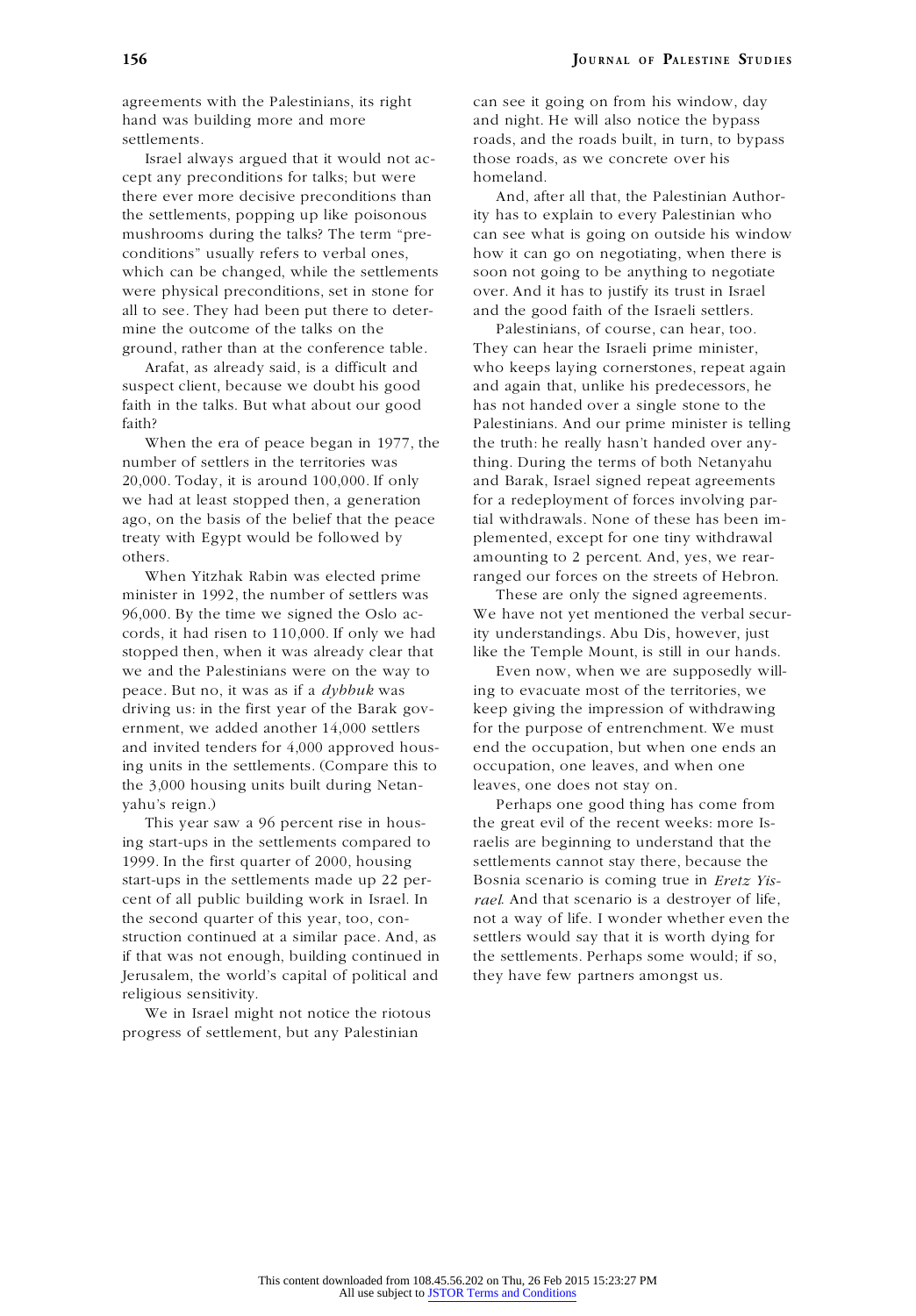agreements with the Palestinians, its right hand was building more and more settlements.

Israel always argued that it would not accept any preconditions for talks; but were there ever more decisive preconditions than the settlements, popping up like poisonous mushrooms during the talks? The term "preconditions" usually refers to verbal ones, which can be changed, while the settlements were physical preconditions, set in stone for all to see. They had been put there to determine the outcome of the talks on the ground, rather than at the conference table.

Arafat, as already said, is a difficult and suspect client, because we doubt his good faith in the talks. But what about our good faith?

When the era of peace began in 1977, the number of settlers in the territories was 20,000. Today, it is around 100,000. If only we had at least stopped then, a generation ago, on the basis of the belief that the peace treaty with Egypt would be followed by others.

When Yitzhak Rabin was elected prime minister in 1992, the number of settlers was 96,000. By the time we signed the Oslo accords, it had risen to 110,000. If only we had stopped then, when it was already clear that we and the Palestinians were on the way to peace. But no, it was as if a *dybbuk* was driving us: in the first year of the Barak government, we added another 14,000 settlers and invited tenders for 4,000 approved housing units in the settlements. (Compare this to the 3,000 housing units built during Netanyahu's reign.)

This year saw a 96 percent rise in housing start-ups in the settlements compared to 1999. In the first quarter of 2000, housing start-ups in the settlements made up 22 percent of all public building work in Israel. In the second quarter of this year, too, construction continued at a similar pace. And, as if that was not enough, building continued in Jerusalem, the world's capital of political and religious sensitivity.

We in Israel might not notice the riotous progress of settlement, but any Palestinian can see it going on from his window, day and night. He will also notice the bypass roads, and the roads built, in turn, to bypass those roads, as we concrete over his homeland.

And, after all that, the Palestinian Authority has to explain to every Palestinian who can see what is going on outside his window how it can go on negotiating, when there is soon not going to be anything to negotiate over. And it has to justify its trust in Israel and the good faith of the Israeli settlers.

Palestinians, of course, can hear, too. They can hear the Israeli prime minister, who keeps laying cornerstones, repeat again and again that, unlike his predecessors, he has not handed over a single stone to the Palestinians. And our prime minister is telling the truth: he really hasn't handed over anything. During the terms of both Netanyahu and Barak, Israel signed repeat agreements for a redeployment of forces involving partial withdrawals. None of these has been implemented, except for one tiny withdrawal amounting to 2 percent. And, yes, we rearranged our forces on the streets of Hebron.

These are only the signed agreements. We have not yet mentioned the verbal security understandings. Abu Dis, however, just like the Temple Mount, is still in our hands.

Even now, when we are supposedly willing to evacuate most of the territories, we keep giving the impression of withdrawing for the purpose of entrenchment. We must end the occupation, but when one ends an occupation, one leaves, and when one leaves, one does not stay on.

Perhaps one good thing has come from the great evil of the recent weeks: more Israelis are beginning to understand that the settlements cannot stay there, because the Bosnia scenario is coming true in *Eretz Yisrael*. And that scenario is a destroyer of life, not a way of life. I wonder whether even the settlers would say that it is worth dying for the settlements. Perhaps some would; if so, they have few partners amongst us.